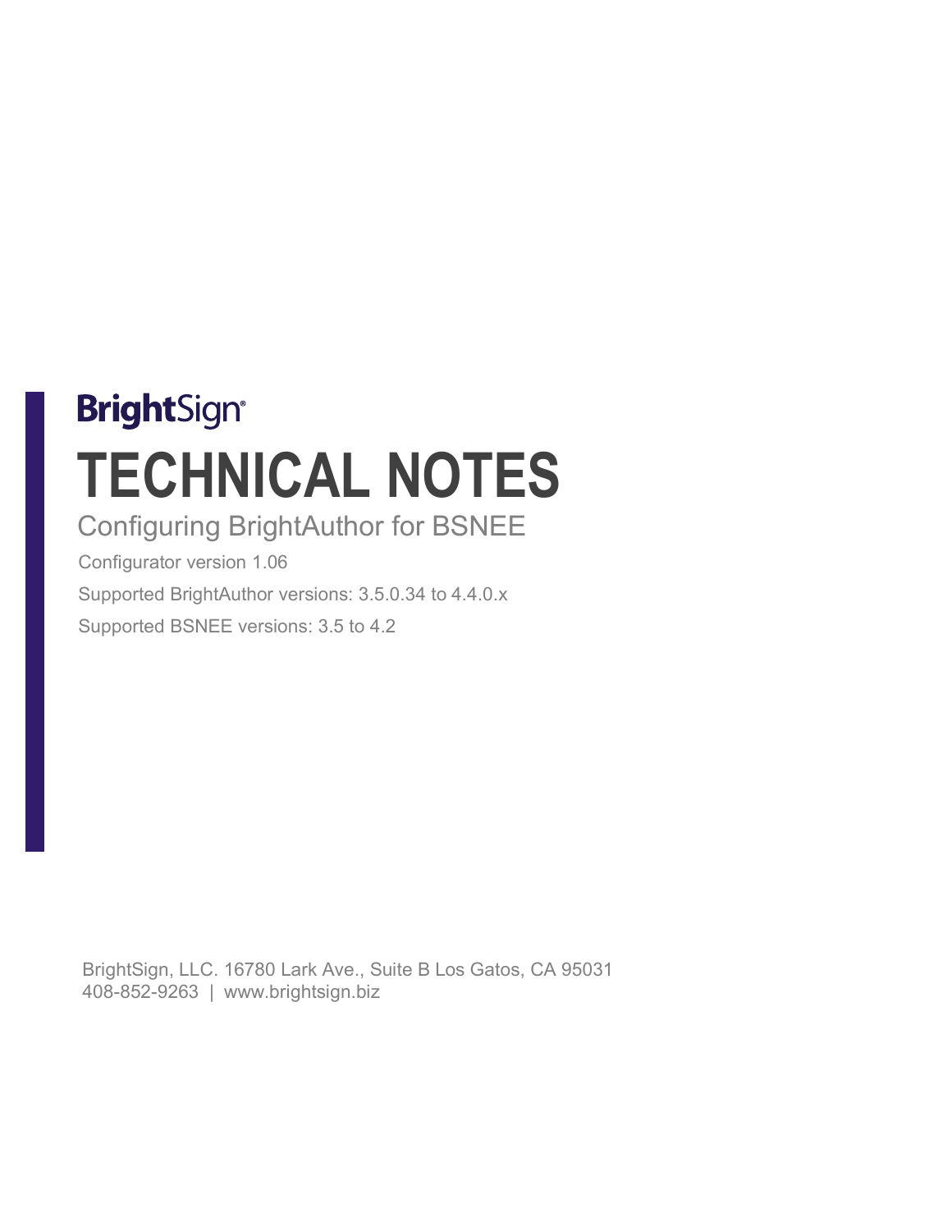BrightSign

# TECHNICAL NOTES

## Configuring BrightAuthor for BSNEE

Configurator version 1.06

Supported BrightAuthor versions: 3.5.0.34 to 4.4.0.x

Supported BSNEE versions: 3.5 to 4.2

BrightSign, LLC. 16780 Lark Ave., Suite B Los Gatos, CA 95031
408-852-9263 | www.brightsign.biz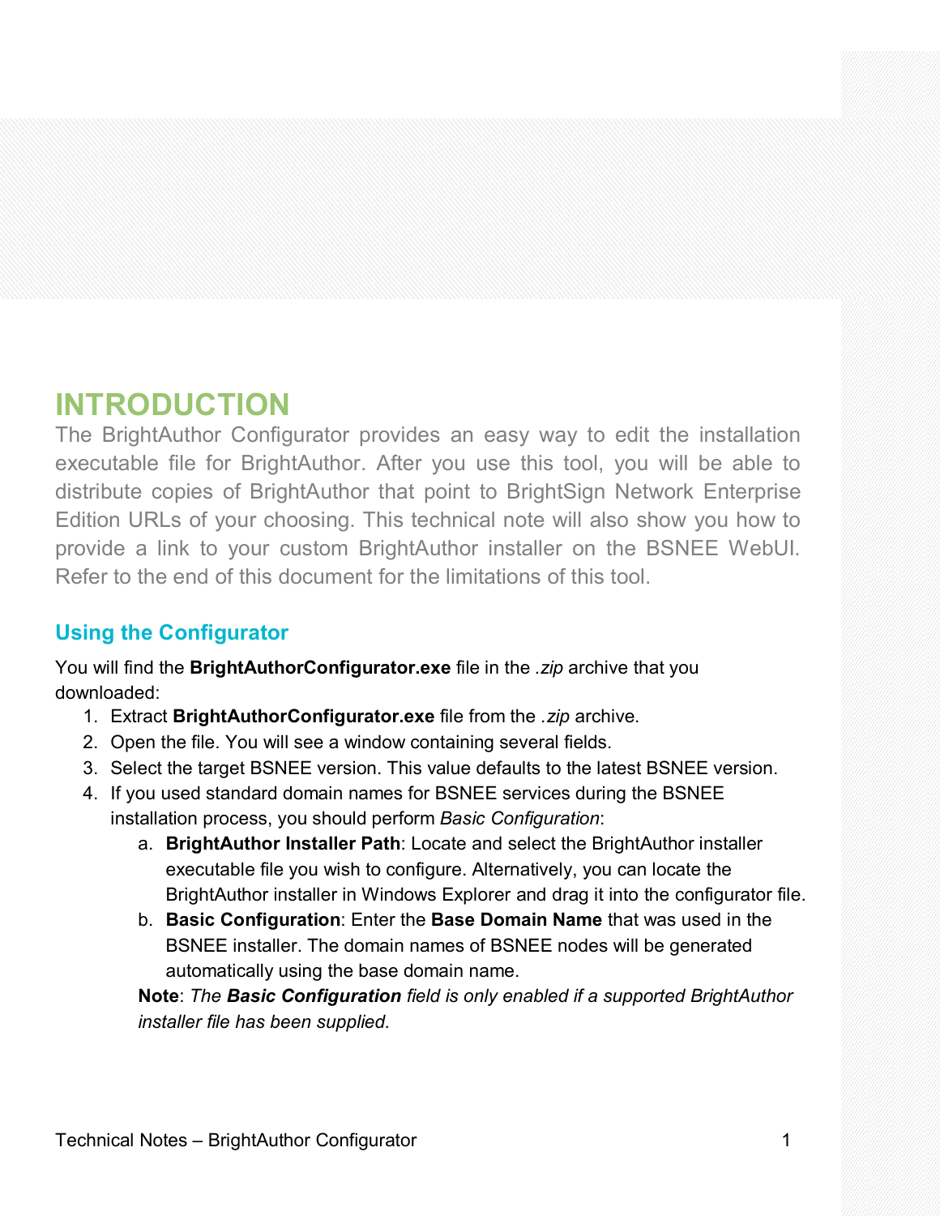# INTRODUCTION

The BrightAuthor Configurator provides an easy way to edit the installation executable file for BrightAuthor. After you use this tool, you will be able to distribute copies of BrightAuthor that point to BrightSign Network Enterprise Edition URLs of your choosing. This technical note will also show you how to provide a link to your custom BrightAuthor installer on the BSNEE WebUI. Refer to the end of this document for the limitations of this tool.

## Using the Configurator

You will find the **BrightAuthorConfigurator.exe** file in the *.zip* archive that you downloaded:

1. Extract **BrightAuthorConfigurator.exe** file from the *.zip* archive.
2. Open the file. You will see a window containing several fields.
3. Select the target BSNEE version. This value defaults to the latest BSNEE version.
4. If you used standard domain names for BSNEE services during the BSNEE installation process, you should perform *Basic Configuration*:
    a. **BrightAuthor Installer Path**: Locate and select the BrightAuthor installer executable file you wish to configure. Alternatively, you can locate the BrightAuthor installer in Windows Explorer and drag it into the configurator file.
    b. **Basic Configuration**: Enter the **Base Domain Name** that was used in the BSNEE installer. The domain names of BSNEE nodes will be generated automatically using the base domain name.

    **Note**: *The **Basic Configuration** field is only enabled if a supported BrightAuthor installer file has been supplied.*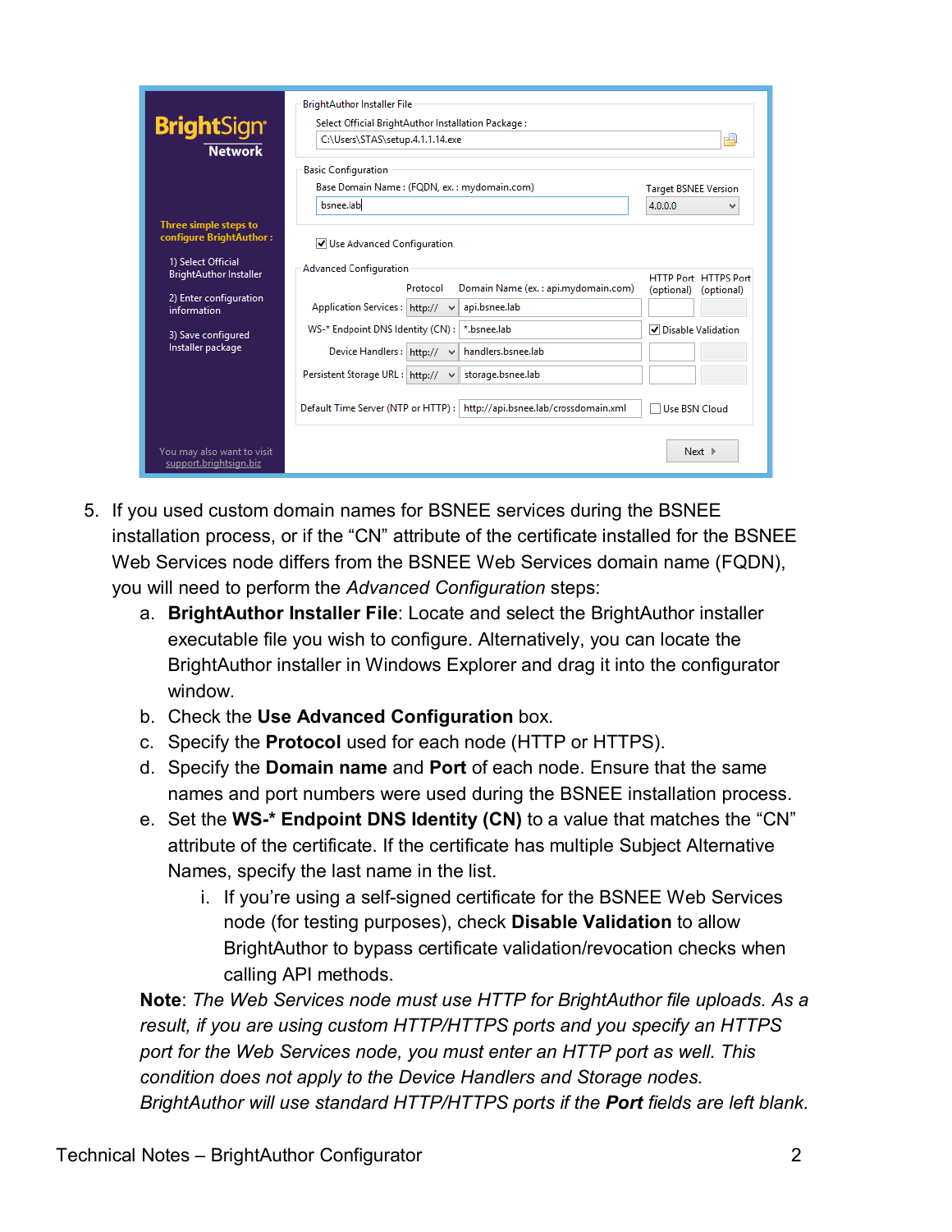5. If you used custom domain names for BSNEE services during the BSNEE installation process, or if the "CN" attribute of the certificate installed for the BSNEE Web Services node differs from the BSNEE Web Services domain name (FQDN), you will need to perform the *Advanced Configuration* steps:
   a. **BrightAuthor Installer File**: Locate and select the BrightAuthor installer executable file you wish to configure. Alternatively, you can locate the BrightAuthor installer in Windows Explorer and drag it into the configurator window.
   b. Check the **Use Advanced Configuration** box.
   c. Specify the **Protocol** used for each node (HTTP or HTTPS).
   d. Specify the **Domain name** and **Port** of each node. Ensure that the same names and port numbers were used during the BSNEE installation process.
   e. Set the **WS-* Endpoint DNS Identity (CN)** to a value that matches the "CN" attribute of the certificate. If the certificate has multiple Subject Alternative Names, specify the last name in the list.
      i. If you're using a self-signed certificate for the BSNEE Web Services node (for testing purposes), check **Disable Validation** to allow BrightAuthor to bypass certificate validation/revocation checks when calling API methods.

**Note**: *The Web Services node must use HTTP for BrightAuthor file uploads. As a result, if you are using custom HTTP/HTTPS ports and you specify an HTTPS port for the Web Services node, you must enter an HTTP port as well. This condition does not apply to the Device Handlers and Storage nodes. BrightAuthor will use standard HTTP/HTTPS ports if the* ***Port*** *fields are left blank.*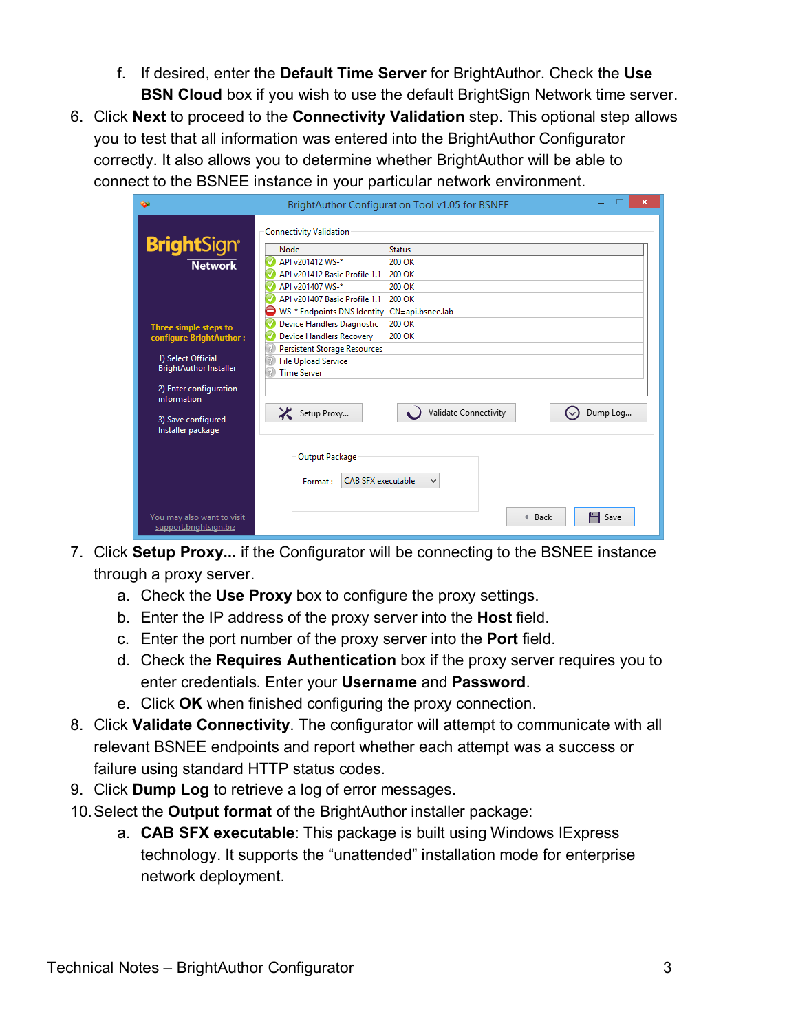f. If desired, enter the **Default Time Server** for BrightAuthor. Check the **Use BSN Cloud** box if you wish to use the default BrightSign Network time server.

6. Click **Next** to proceed to the **Connectivity Validation** step. This optional step allows you to test that all information was entered into the BrightAuthor Configurator correctly. It also allows you to determine whether BrightAuthor will be able to connect to the BSNEE instance in your particular network environment.

7. Click **Setup Proxy...** if the Configurator will be connecting to the BSNEE instance through a proxy server.
   a. Check the **Use Proxy** box to configure the proxy settings.
   b. Enter the IP address of the proxy server into the **Host** field.
   c. Enter the port number of the proxy server into the **Port** field.
   d. Check the **Requires Authentication** box if the proxy server requires you to enter credentials. Enter your **Username** and **Password**.
   e. Click **OK** when finished configuring the proxy connection.

8. Click **Validate Connectivity**. The configurator will attempt to communicate with all relevant BSNEE endpoints and report whether each attempt was a success or failure using standard HTTP status codes.

9. Click **Dump Log** to retrieve a log of error messages.

10. Select the **Output format** of the BrightAuthor installer package:
    a. **CAB SFX executable**: This package is built using Windows IExpress technology. It supports the “unattended” installation mode for enterprise network deployment.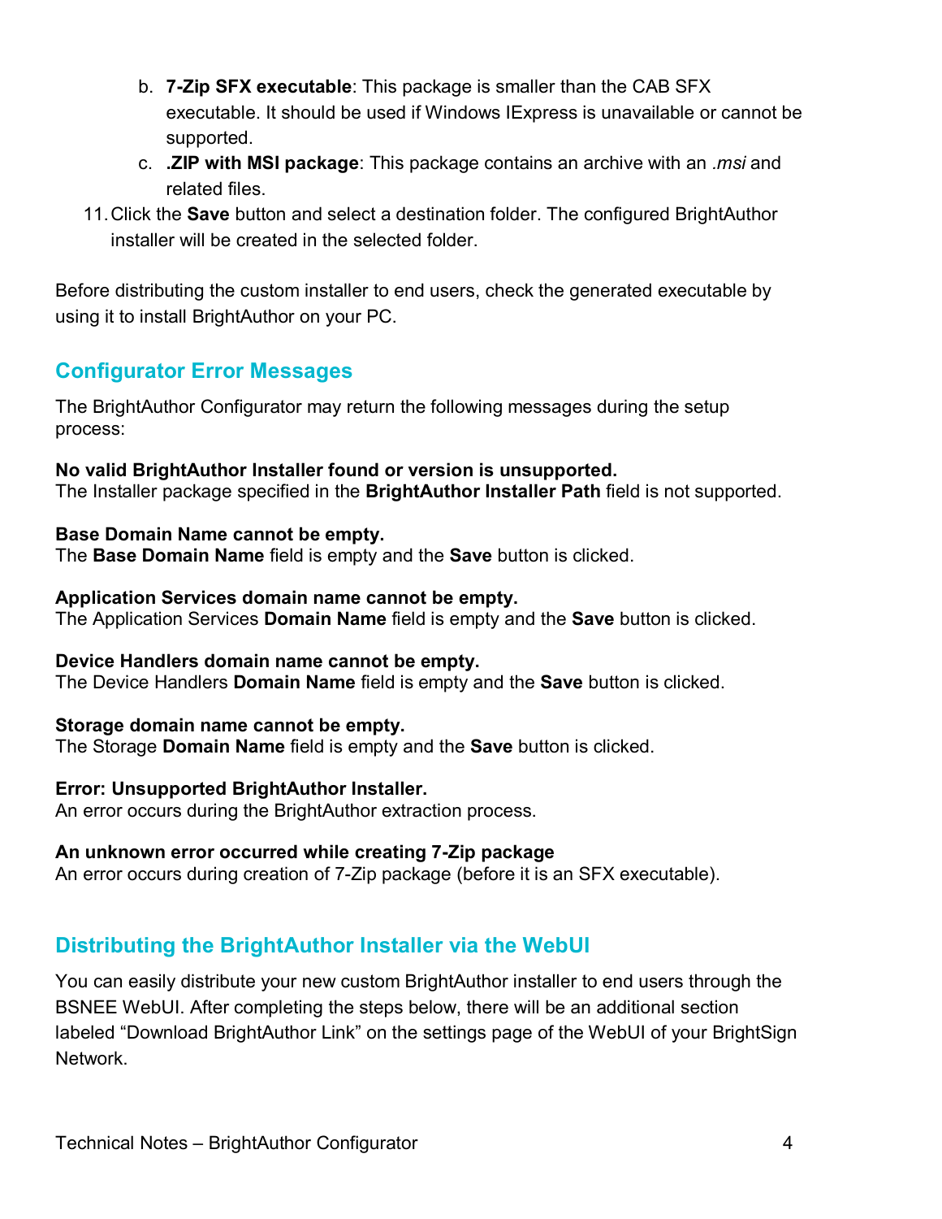b. **7-Zip SFX executable**: This package is smaller than the CAB SFX executable. It should be used if Windows IExpress is unavailable or cannot be supported.
   c. **.ZIP with MSI package**: This package contains an archive with an *.msi* and related files.

11. Click the **Save** button and select a destination folder. The configured BrightAuthor installer will be created in the selected folder.

Before distributing the custom installer to end users, check the generated executable by using it to install BrightAuthor on your PC.

## Configurator Error Messages

The BrightAuthor Configurator may return the following messages during the setup process:

**No valid BrightAuthor Installer found or version is unsupported.**
The Installer package specified in the **BrightAuthor Installer Path** field is not supported.

**Base Domain Name cannot be empty.**
The **Base Domain Name** field is empty and the **Save** button is clicked.

**Application Services domain name cannot be empty.**
The Application Services **Domain Name** field is empty and the **Save** button is clicked.

**Device Handlers domain name cannot be empty.**
The Device Handlers **Domain Name** field is empty and the **Save** button is clicked.

**Storage domain name cannot be empty.**
The Storage **Domain Name** field is empty and the **Save** button is clicked.

**Error: Unsupported BrightAuthor Installer.**
An error occurs during the BrightAuthor extraction process.

**An unknown error occurred while creating 7-Zip package**
An error occurs during creation of 7-Zip package (before it is an SFX executable).

## Distributing the BrightAuthor Installer via the WebUI

You can easily distribute your new custom BrightAuthor installer to end users through the BSNEE WebUI. After completing the steps below, there will be an additional section labeled "Download BrightAuthor Link" on the settings page of the WebUI of your BrightSign Network.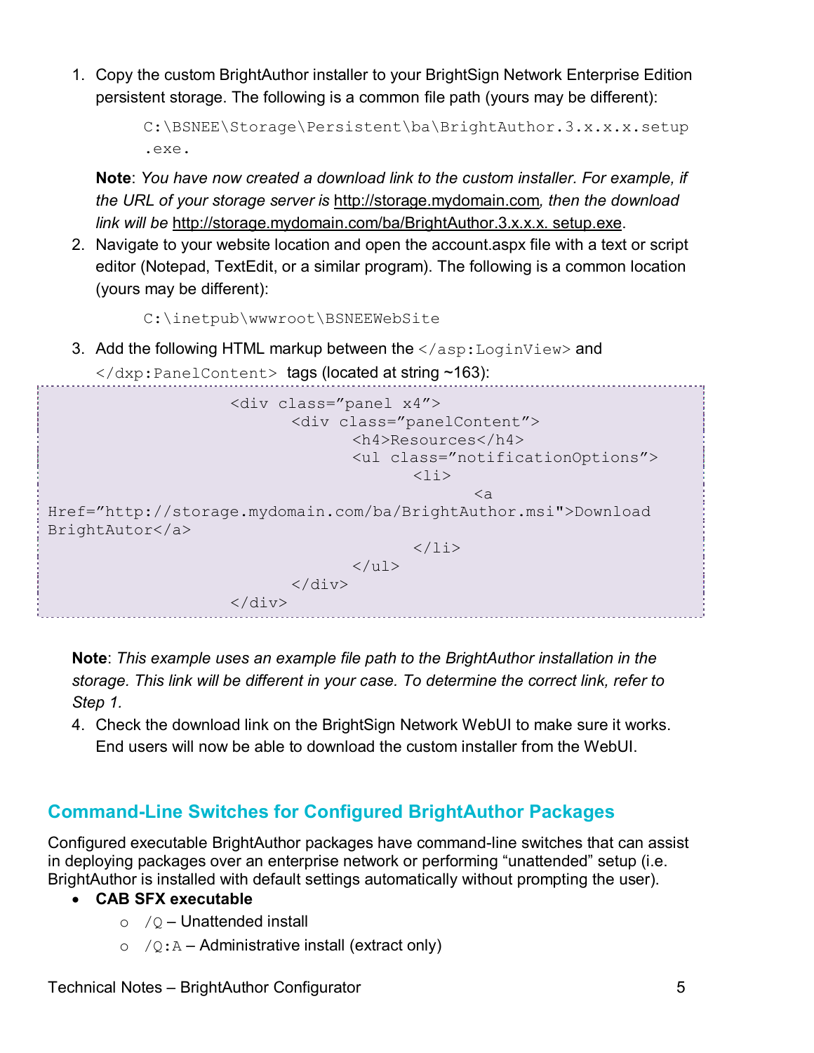1. Copy the custom BrightAuthor installer to your BrightSign Network Enterprise Edition persistent storage. The following is a common file path (yours may be different):

   `C:\BSNEE\Storage\Persistent\ba\BrightAuthor.3.x.x.x.setup.exe.`

   **Note**: *You have now created a download link to the custom installer. For example, if the URL of your storage server is* http://storage.mydomain.com*, then the download link will be* http://storage.mydomain.com/ba/BrightAuthor.3.x.x.x. setup.exe.

2. Navigate to your website location and open the account.aspx file with a text or script editor (Notepad, TextEdit, or a similar program). The following is a common location (yours may be different):

   `C:\inetpub\wwwroot\BSNEEWebSite`

3. Add the following HTML markup between the `</asp:LoginView>` and `</dxp:PanelContent>` tags (located at string ~163):

```
                    <div class=”panel x4”>
                          <div class=”panelContent”>
                                <h4>Resources</h4>
                                <ul class=”notificationOptions”>
                                      <li>
                                            <a
Href=”http://storage.mydomain.com/ba/BrightAuthor.msi">Download
BrightAutor</a>
                                      </li>
                                </ul>
                          </div>
                    </div>
```

**Note**: *This example uses an example file path to the BrightAuthor installation in the storage. This link will be different in your case. To determine the correct link, refer to Step 1.*

4. Check the download link on the BrightSign Network WebUI to make sure it works. End users will now be able to download the custom installer from the WebUI.

## Command-Line Switches for Configured BrightAuthor Packages

Configured executable BrightAuthor packages have command-line switches that can assist in deploying packages over an enterprise network or performing “unattended” setup (i.e. BrightAuthor is installed with default settings automatically without prompting the user).

- **CAB SFX executable**
  - `/Q` – Unattended install
  - `/Q:A` – Administrative install (extract only)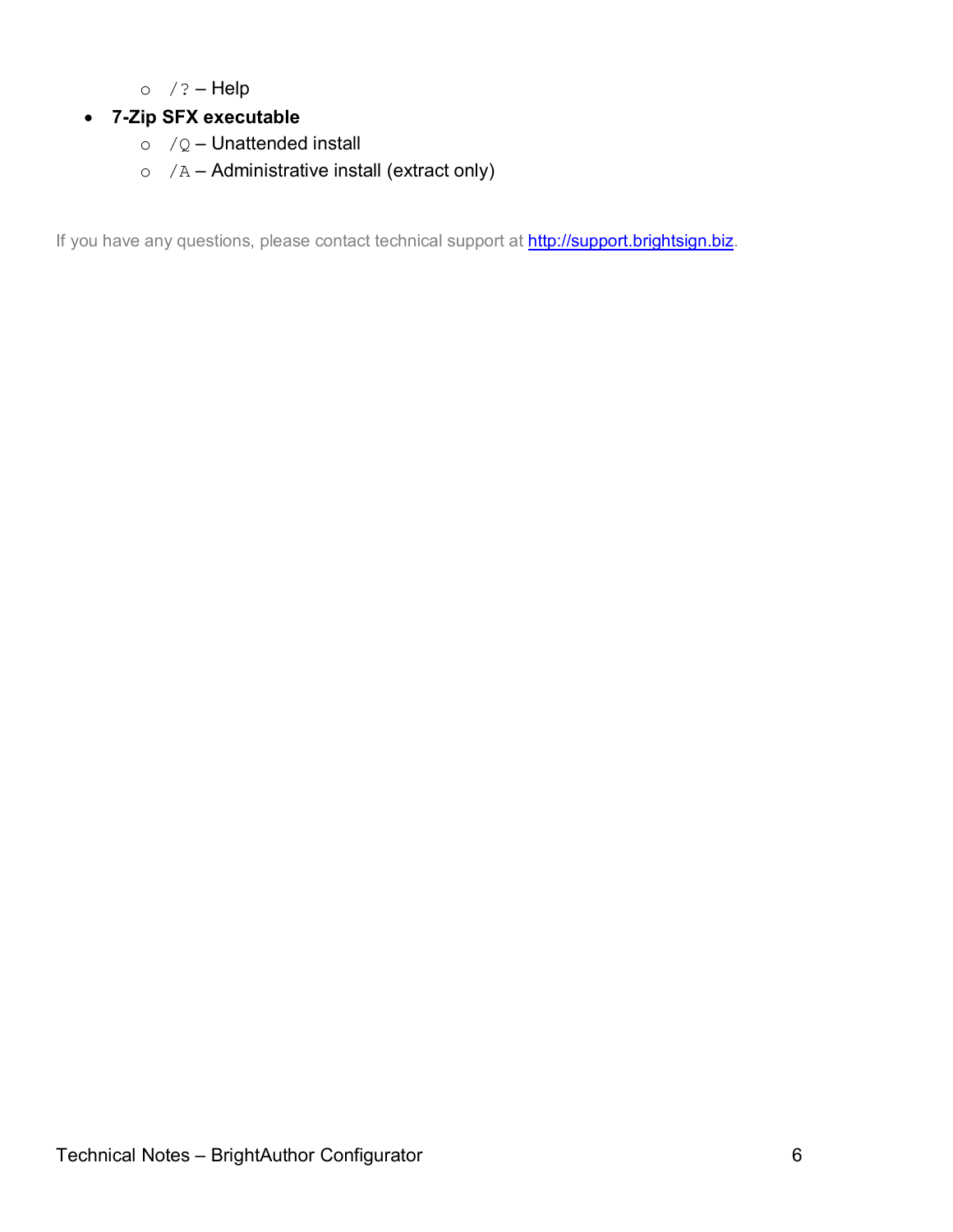- `/?` – Help
- **7-Zip SFX executable**
    - `/Q` – Unattended install
    - `/A` – Administrative install (extract only)

If you have any questions, please contact technical support at [http://support.brightsign.biz](http://support.brightsign.biz).